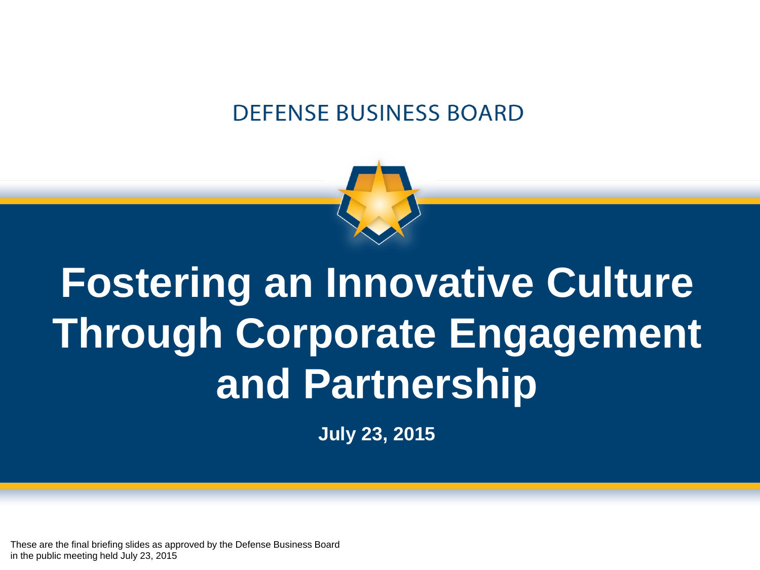DEFENSE BUSINESS BOARD

# Fostering an Innovative Culture Through Corporate Engagement and Partnership

**July 23, 2015**

These are the final briefing slides as approved by the Defense Business Board in the public meeting held July 23, 2015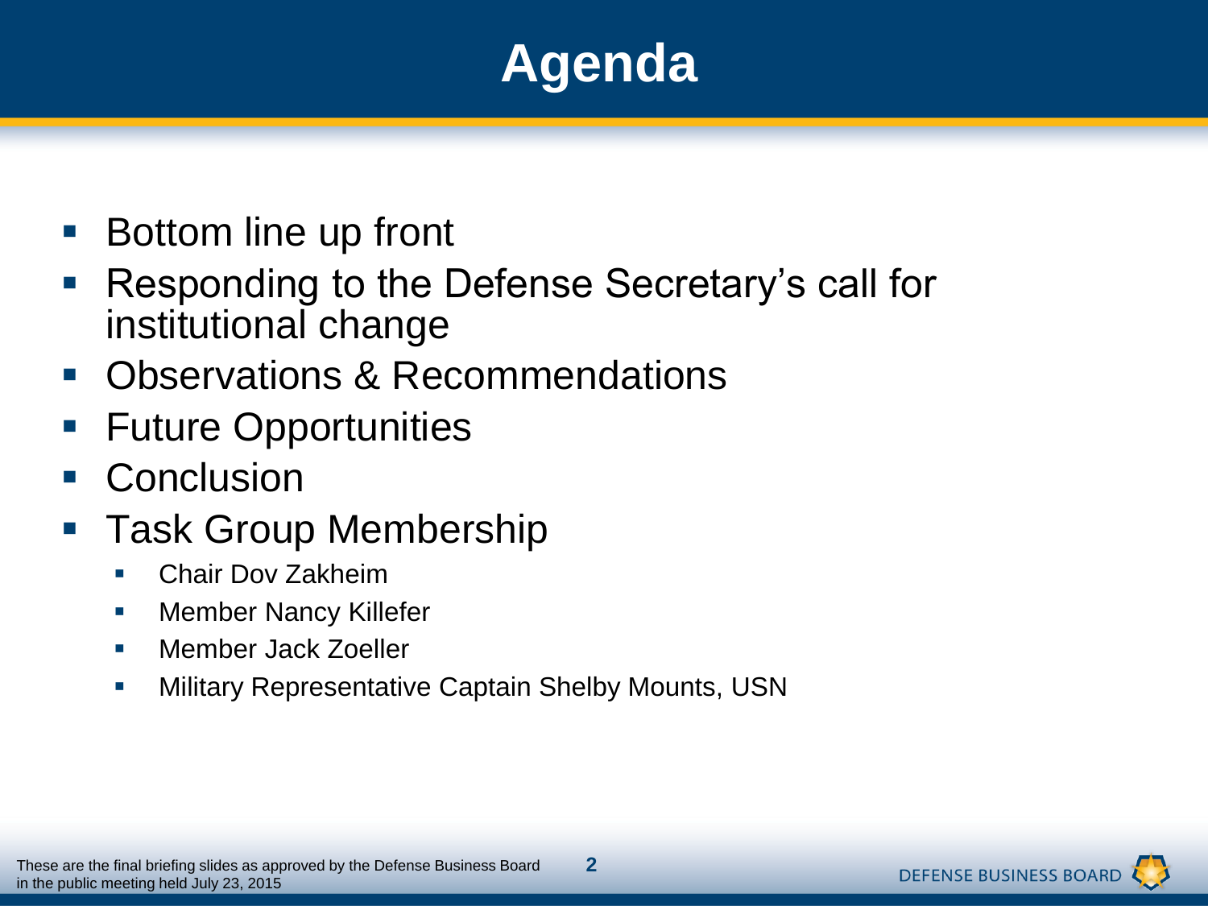# Agenda

- Bottom line up front
- Responding to the Defense Secretary's call for institutional change
- Observations & Recommendations
- Future Opportunities
- Conclusion
- Task Group Membership
  - Chair Dov Zakheim
  - Member Nancy Killefer
  - Member Jack Zoeller
  - Military Representative Captain Shelby Mounts, USN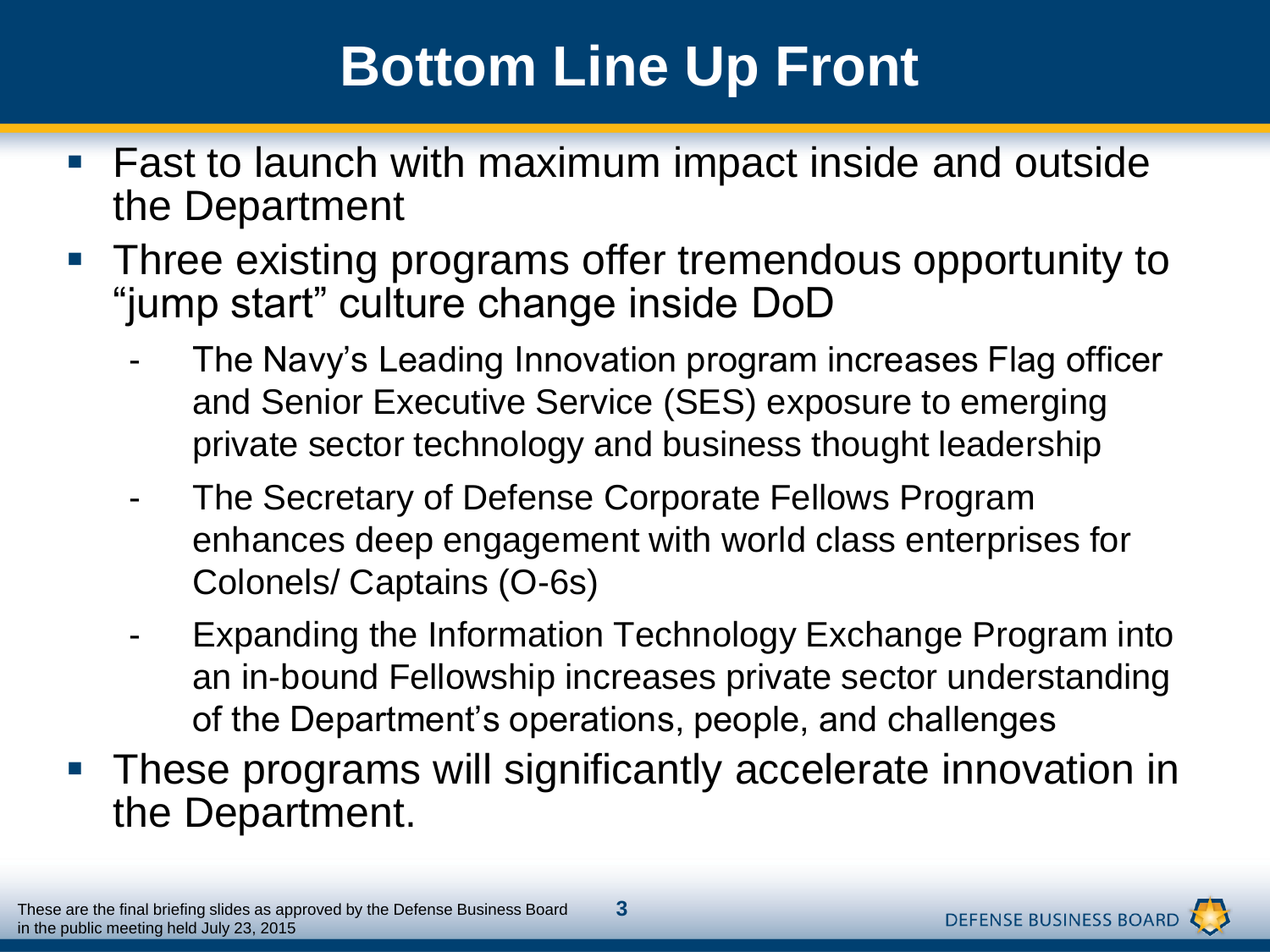# Bottom Line Up Front

- Fast to launch with maximum impact inside and outside the Department
- Three existing programs offer tremendous opportunity to "jump start" culture change inside DoD
  - The Navy's Leading Innovation program increases Flag officer and Senior Executive Service (SES) exposure to emerging private sector technology and business thought leadership
  - The Secretary of Defense Corporate Fellows Program enhances deep engagement with world class enterprises for Colonels/ Captains (O-6s)
  - Expanding the Information Technology Exchange Program into an in-bound Fellowship increases private sector understanding of the Department's operations, people, and challenges
- These programs will significantly accelerate innovation in the Department.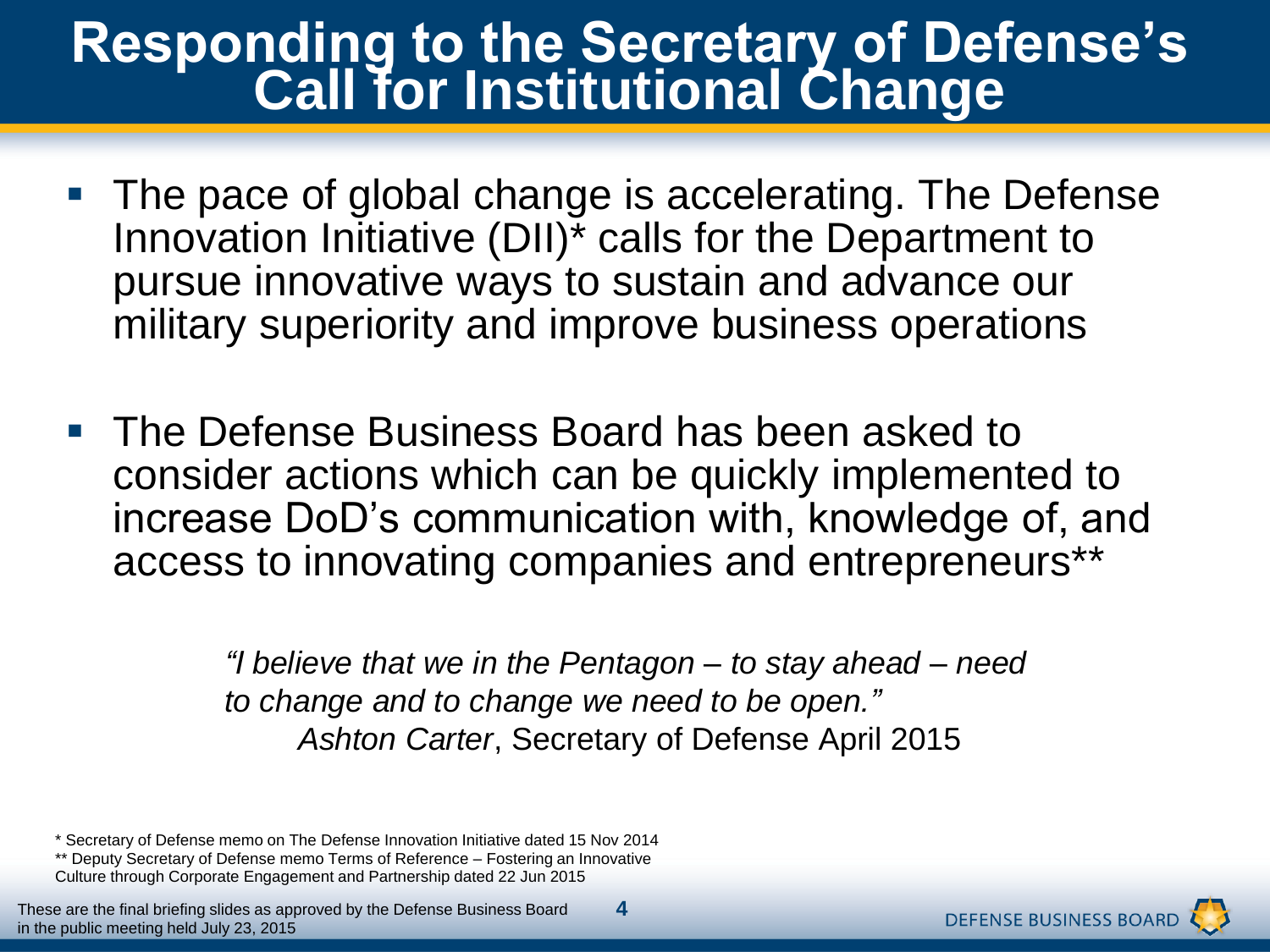# Responding to the Secretary of Defense's Call for Institutional Change

- The pace of global change is accelerating. The Defense Innovation Initiative (DII)* calls for the Department to pursue innovative ways to sustain and advance our military superiority and improve business operations

- The Defense Business Board has been asked to consider actions which can be quickly implemented to increase DoD's communication with, knowledge of, and access to innovating companies and entrepreneurs**

> *"I believe that we in the Pentagon – to stay ahead – need to change and to change we need to be open."*
> *Ashton Carter*, Secretary of Defense April 2015

\* Secretary of Defense memo on The Defense Innovation Initiative dated 15 Nov 2014
\*\* Deputy Secretary of Defense memo Terms of Reference – Fostering an Innovative Culture through Corporate Engagement and Partnership dated 22 Jun 2015

These are the final briefing slides as approved by the Defense Business Board in the public meeting held July 23, 2015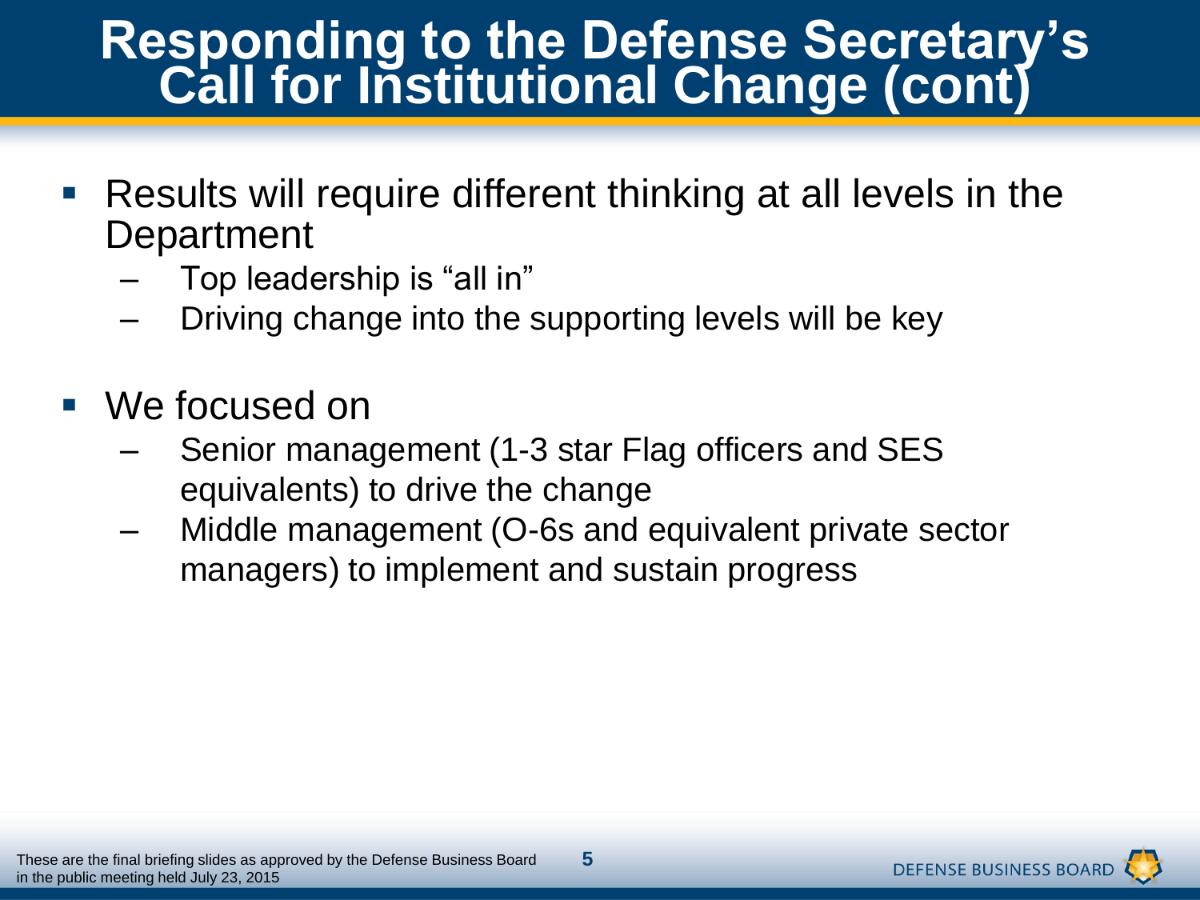# Responding to the Defense Secretary's Call for Institutional Change (cont)

- Results will require different thinking at all levels in the Department
  - Top leadership is "all in"
  - Driving change into the supporting levels will be key

- We focused on
  - Senior management (1-3 star Flag officers and SES equivalents) to drive the change
  - Middle management (O-6s and equivalent private sector managers) to implement and sustain progress

These are the final briefing slides as approved by the Defense Business Board in the public meeting held July 23, 2015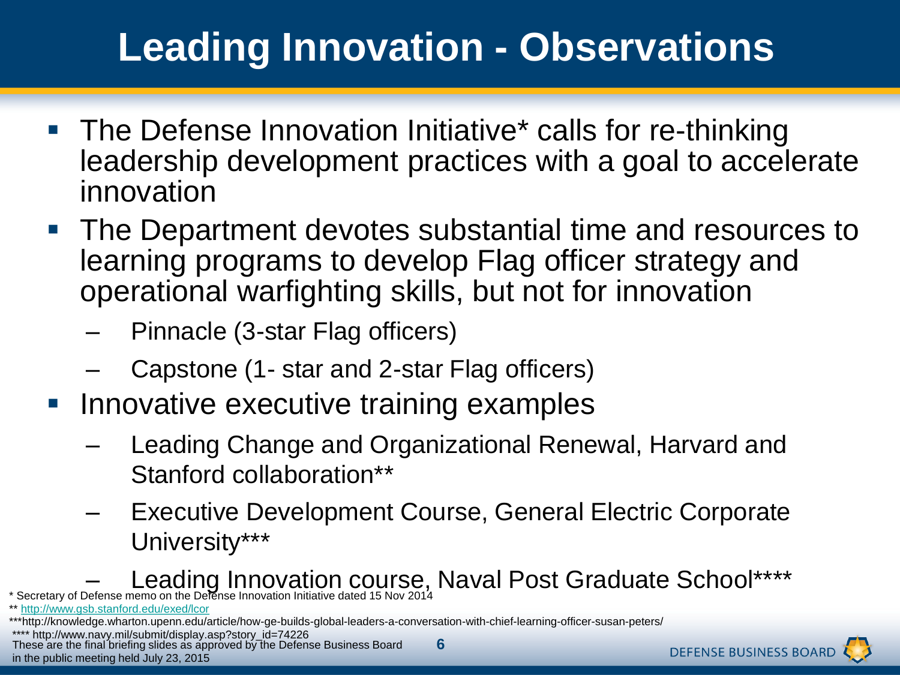# Leading Innovation - Observations

- The Defense Innovation Initiative* calls for re-thinking leadership development practices with a goal to accelerate innovation
- The Department devotes substantial time and resources to learning programs to develop Flag officer strategy and operational warfighting skills, but not for innovation
  - Pinnacle (3-star Flag officers)
  - Capstone (1- star and 2-star Flag officers)
- Innovative executive training examples
  - Leading Change and Organizational Renewal, Harvard and Stanford collaboration**
  - Executive Development Course, General Electric Corporate University***
  - Leading Innovation course, Naval Post Graduate School****

\* Secretary of Defense memo on the Defense Innovation Initiative dated 15 Nov 2014

** http://www.gsb.stanford.edu/exed/lcor

***http://knowledge.wharton.upenn.edu/article/how-ge-builds-global-leaders-a-conversation-with-chief-learning-officer-susan-peters/

**** http://www.navy.mil/submit/display.asp?story_id=74226

These are the final briefing slides as approved by the Defense Business Board in the public meeting held July 23, 2015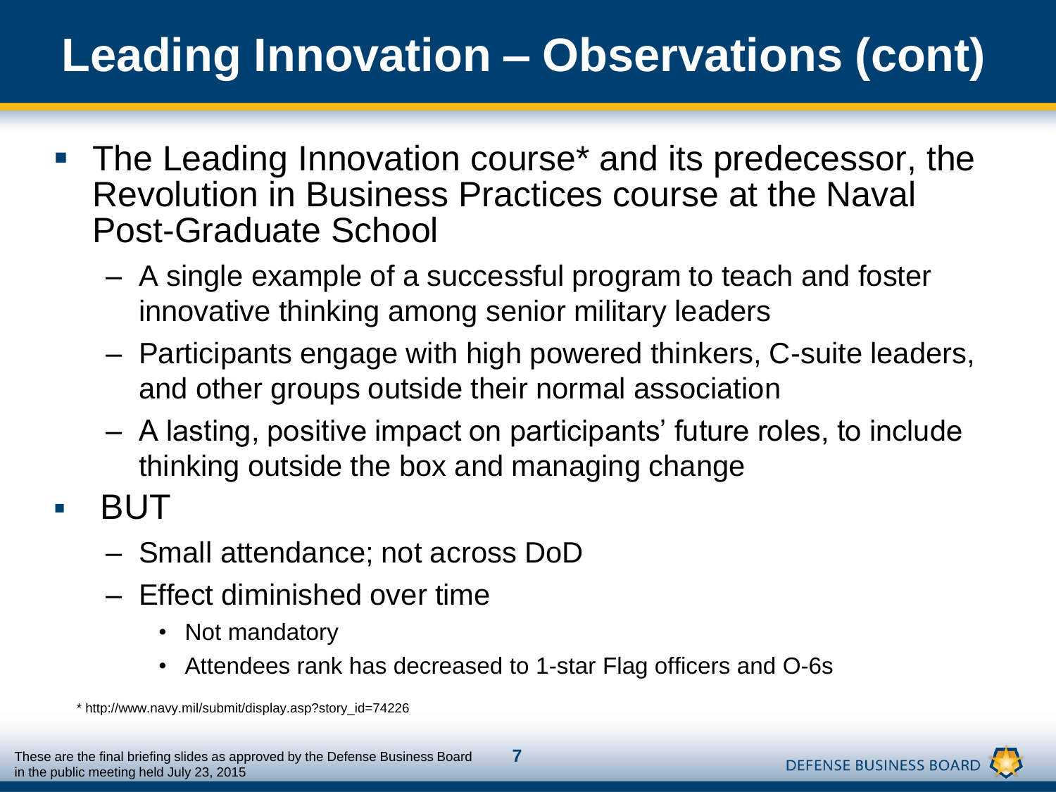# Leading Innovation – Observations (cont)

- The Leading Innovation course* and its predecessor, the Revolution in Business Practices course at the Naval Post-Graduate School
  - A single example of a successful program to teach and foster innovative thinking among senior military leaders
  - Participants engage with high powered thinkers, C-suite leaders, and other groups outside their normal association
  - A lasting, positive impact on participants' future roles, to include thinking outside the box and managing change
- BUT
  - Small attendance; not across DoD
  - Effect diminished over time
    - Not mandatory
    - Attendees rank has decreased to 1-star Flag officers and O-6s

* http://www.navy.mil/submit/display.asp?story_id=74226

These are the final briefing slides as approved by the Defense Business Board in the public meeting held July 23, 2015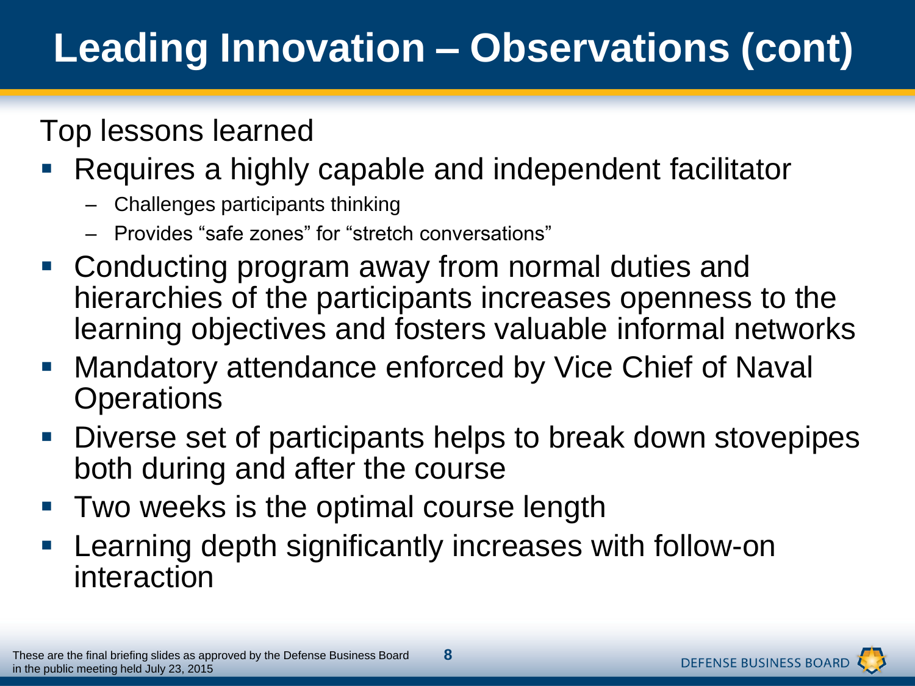# Leading Innovation – Observations (cont)

Top lessons learned

- Requires a highly capable and independent facilitator
  - Challenges participants thinking
  - Provides "safe zones" for "stretch conversations"
- Conducting program away from normal duties and hierarchies of the participants increases openness to the learning objectives and fosters valuable informal networks
- Mandatory attendance enforced by Vice Chief of Naval Operations
- Diverse set of participants helps to break down stovepipes both during and after the course
- Two weeks is the optimal course length
- Learning depth significantly increases with follow-on interaction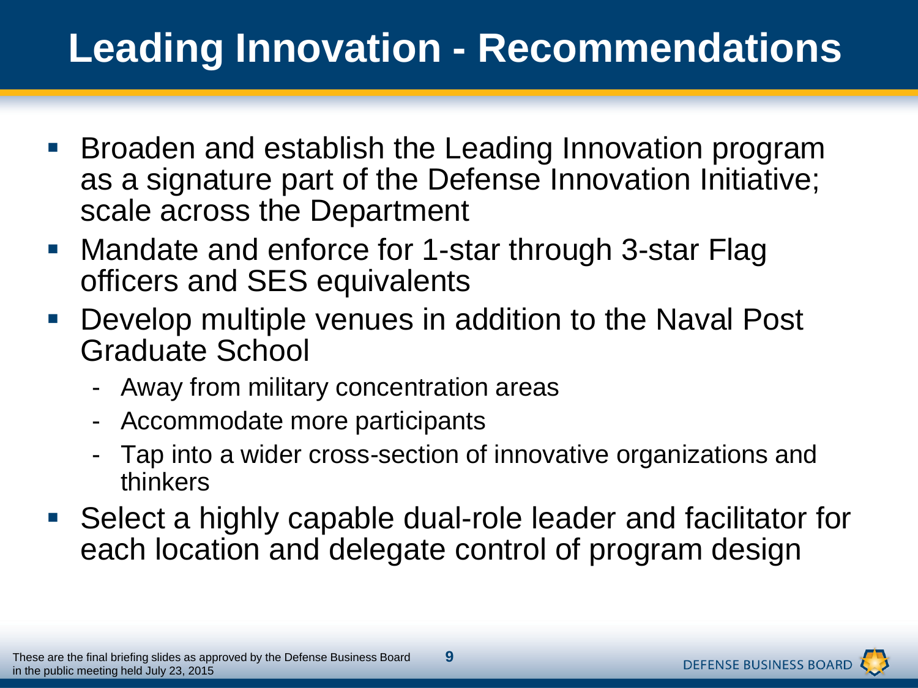# Leading Innovation - Recommendations

- Broaden and establish the Leading Innovation program as a signature part of the Defense Innovation Initiative; scale across the Department
- Mandate and enforce for 1-star through 3-star Flag officers and SES equivalents
- Develop multiple venues in addition to the Naval Post Graduate School
  - Away from military concentration areas
  - Accommodate more participants
  - Tap into a wider cross-section of innovative organizations and thinkers
- Select a highly capable dual-role leader and facilitator for each location and delegate control of program design

These are the final briefing slides as approved by the Defense Business Board in the public meeting held July 23, 2015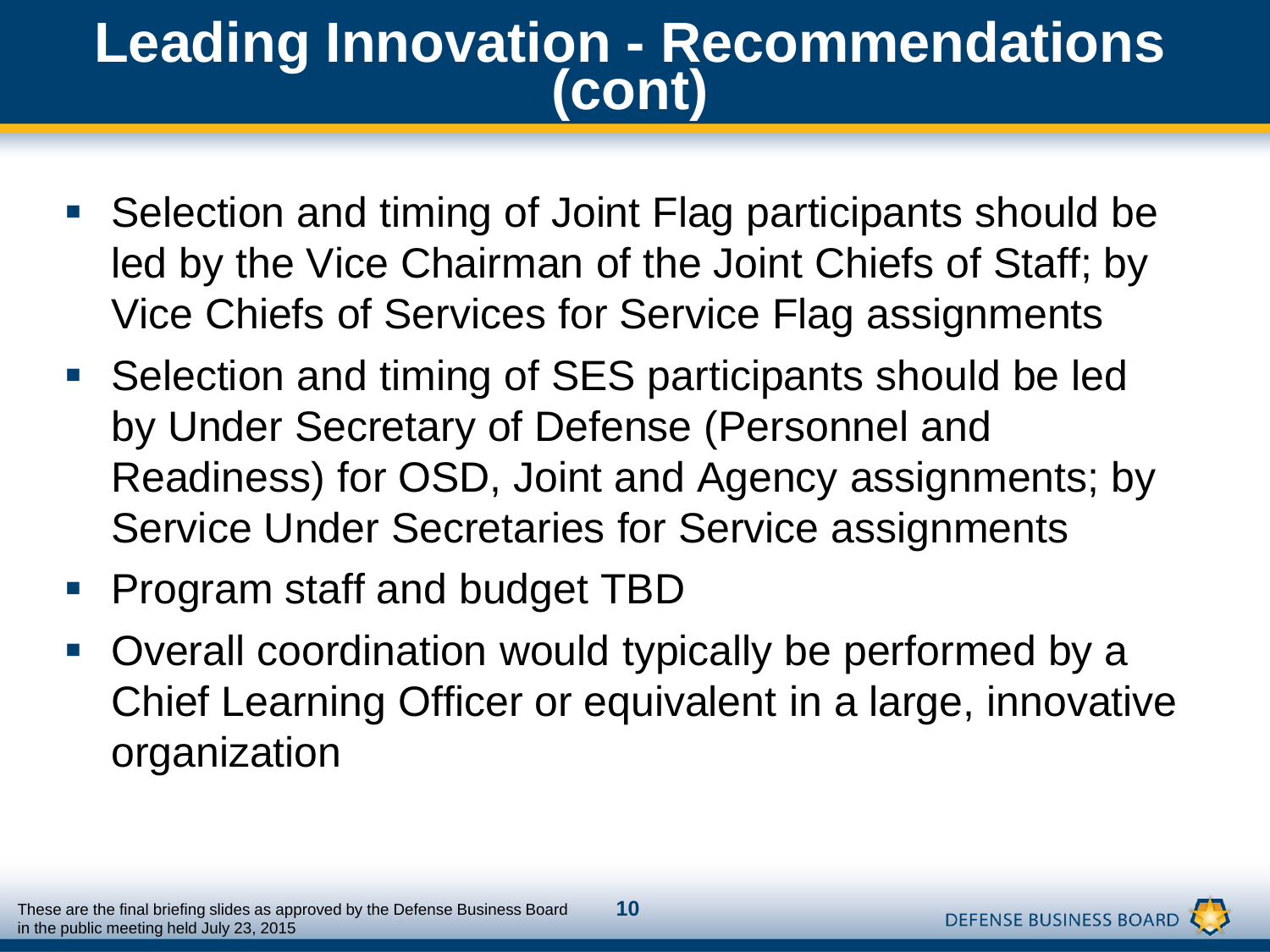# Leading Innovation - Recommendations (cont)

- Selection and timing of Joint Flag participants should be led by the Vice Chairman of the Joint Chiefs of Staff; by Vice Chiefs of Services for Service Flag assignments
- Selection and timing of SES participants should be led by Under Secretary of Defense (Personnel and Readiness) for OSD, Joint and Agency assignments; by Service Under Secretaries for Service assignments
- Program staff and budget TBD
- Overall coordination would typically be performed by a Chief Learning Officer or equivalent in a large, innovative organization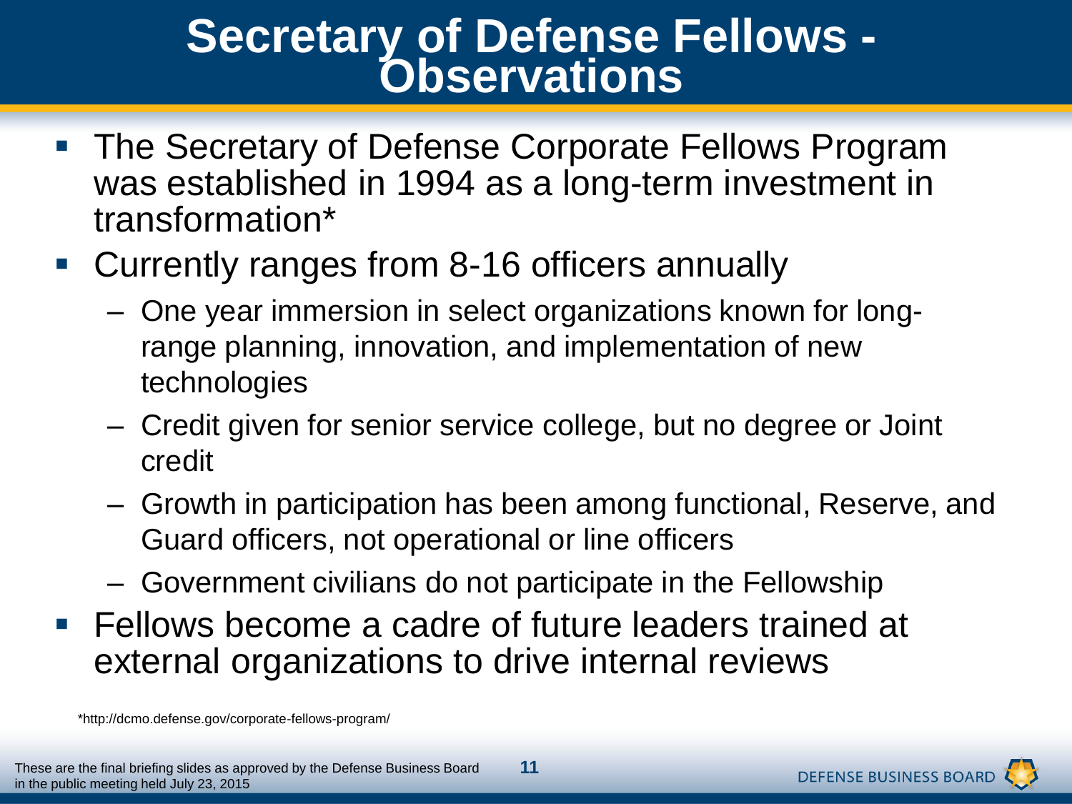# Secretary of Defense Fellows - Observations

- The Secretary of Defense Corporate Fellows Program was established in 1994 as a long-term investment in transformation*
- Currently ranges from 8-16 officers annually
  - One year immersion in select organizations known for long-range planning, innovation, and implementation of new technologies
  - Credit given for senior service college, but no degree or Joint credit
  - Growth in participation has been among functional, Reserve, and Guard officers, not operational or line officers
  - Government civilians do not participate in the Fellowship
- Fellows become a cadre of future leaders trained at external organizations to drive internal reviews

*http://dcmo.defense.gov/corporate-fellows-program/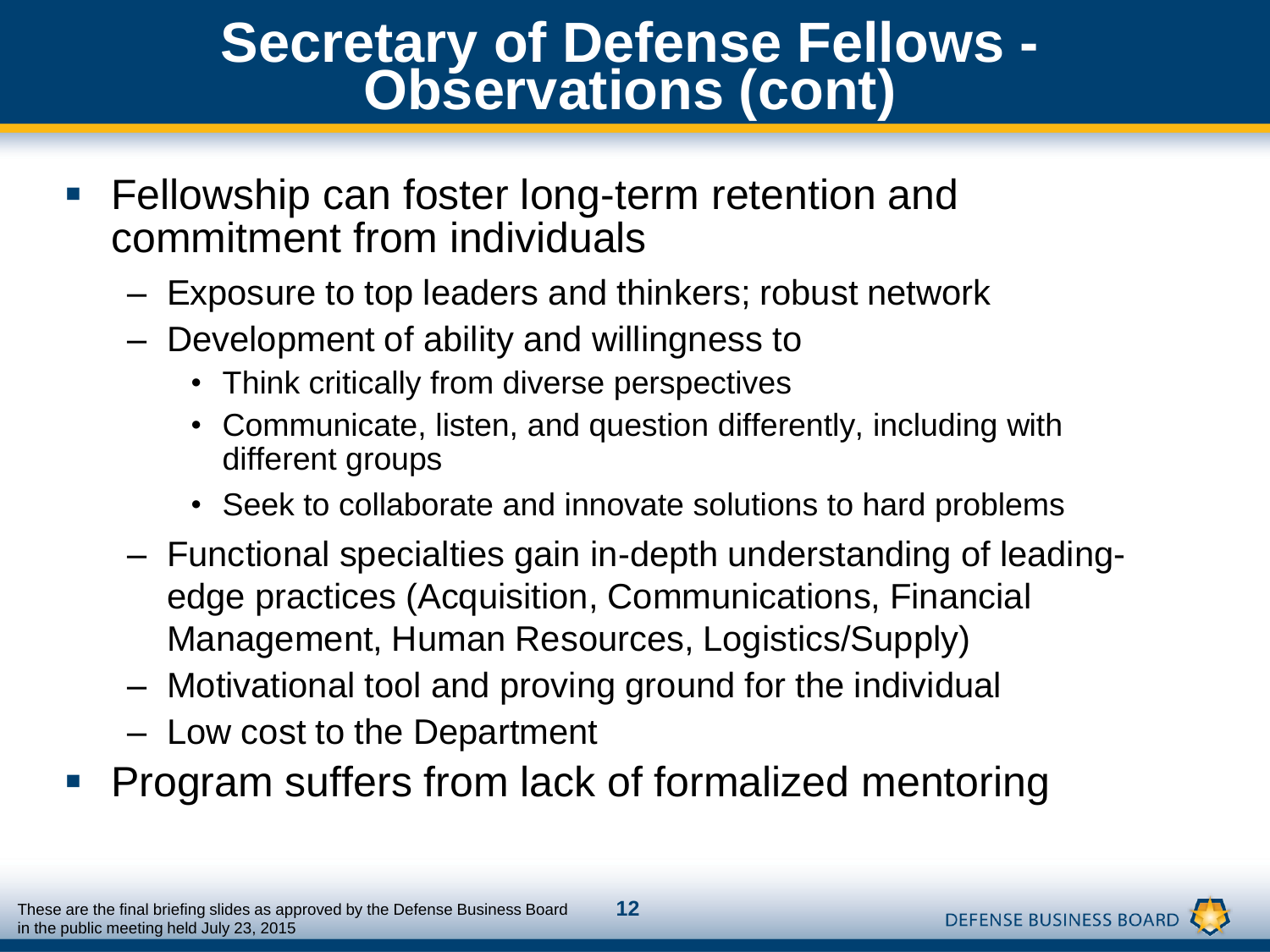# Secretary of Defense Fellows - Observations (cont)

- Fellowship can foster long-term retention and commitment from individuals
  - Exposure to top leaders and thinkers; robust network
  - Development of ability and willingness to
    - Think critically from diverse perspectives
    - Communicate, listen, and question differently, including with different groups
    - Seek to collaborate and innovate solutions to hard problems
  - Functional specialties gain in-depth understanding of leading-edge practices (Acquisition, Communications, Financial Management, Human Resources, Logistics/Supply)
  - Motivational tool and proving ground for the individual
  - Low cost to the Department
- Program suffers from lack of formalized mentoring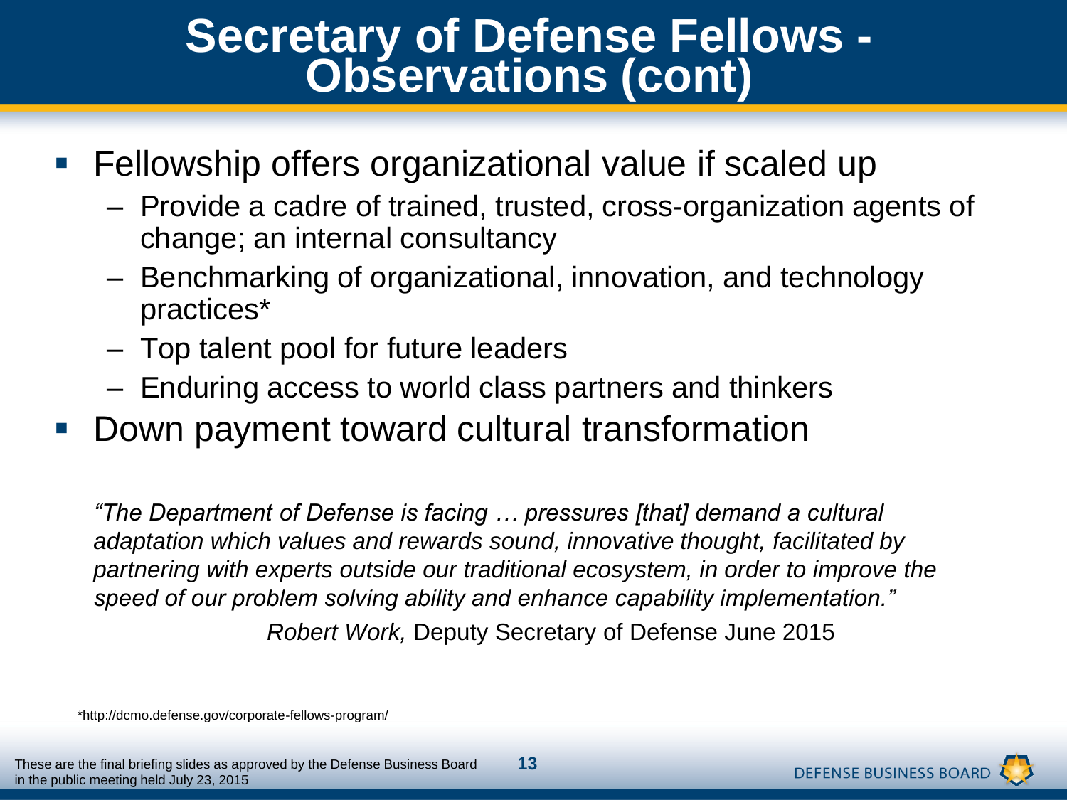# Secretary of Defense Fellows - Observations (cont)

- Fellowship offers organizational value if scaled up
  - Provide a cadre of trained, trusted, cross-organization agents of change; an internal consultancy
  - Benchmarking of organizational, innovation, and technology practices*
  - Top talent pool for future leaders
  - Enduring access to world class partners and thinkers
- Down payment toward cultural transformation

*"The Department of Defense is facing … pressures [that] demand a cultural adaptation which values and rewards sound, innovative thought, facilitated by partnering with experts outside our traditional ecosystem, in order to improve the speed of our problem solving ability and enhance capability implementation."*

*Robert Work,* Deputy Secretary of Defense June 2015

*http://dcmo.defense.gov/corporate-fellows-program/

These are the final briefing slides as approved by the Defense Business Board in the public meeting held July 23, 2015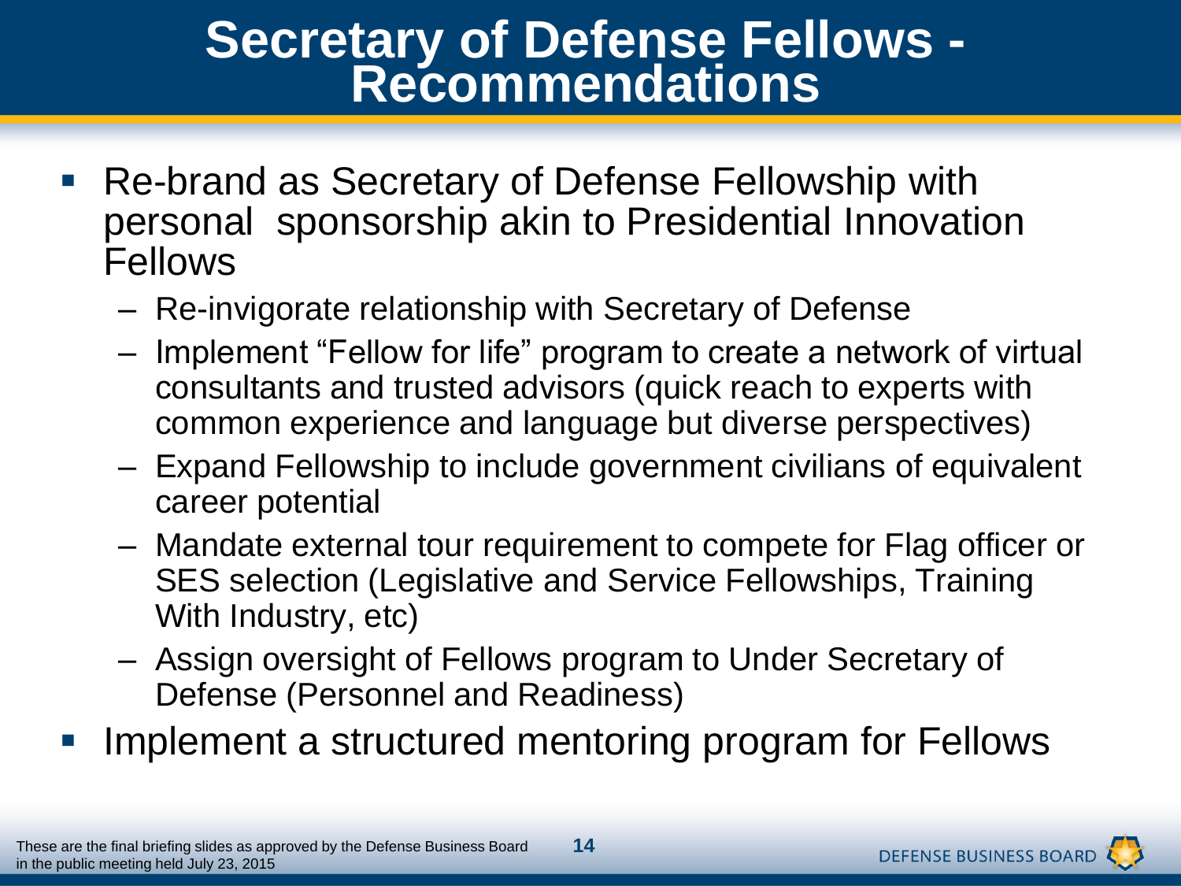# Secretary of Defense Fellows - Recommendations

- Re-brand as Secretary of Defense Fellowship with personal sponsorship akin to Presidential Innovation Fellows
  - Re-invigorate relationship with Secretary of Defense
  - Implement "Fellow for life" program to create a network of virtual consultants and trusted advisors (quick reach to experts with common experience and language but diverse perspectives)
  - Expand Fellowship to include government civilians of equivalent career potential
  - Mandate external tour requirement to compete for Flag officer or SES selection (Legislative and Service Fellowships, Training With Industry, etc)
  - Assign oversight of Fellows program to Under Secretary of Defense (Personnel and Readiness)
- Implement a structured mentoring program for Fellows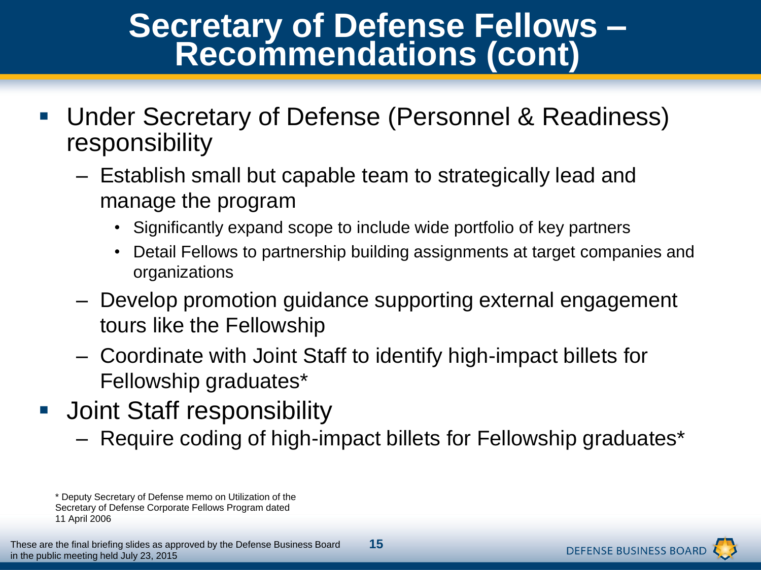# Secretary of Defense Fellows – Recommendations (cont)

- Under Secretary of Defense (Personnel & Readiness) responsibility
  - Establish small but capable team to strategically lead and manage the program
    - Significantly expand scope to include wide portfolio of key partners
    - Detail Fellows to partnership building assignments at target companies and organizations
  - Develop promotion guidance supporting external engagement tours like the Fellowship
  - Coordinate with Joint Staff to identify high-impact billets for Fellowship graduates*
- Joint Staff responsibility
  - Require coding of high-impact billets for Fellowship graduates*

\* Deputy Secretary of Defense memo on Utilization of the Secretary of Defense Corporate Fellows Program dated 11 April 2006

These are the final briefing slides as approved by the Defense Business Board in the public meeting held July 23, 2015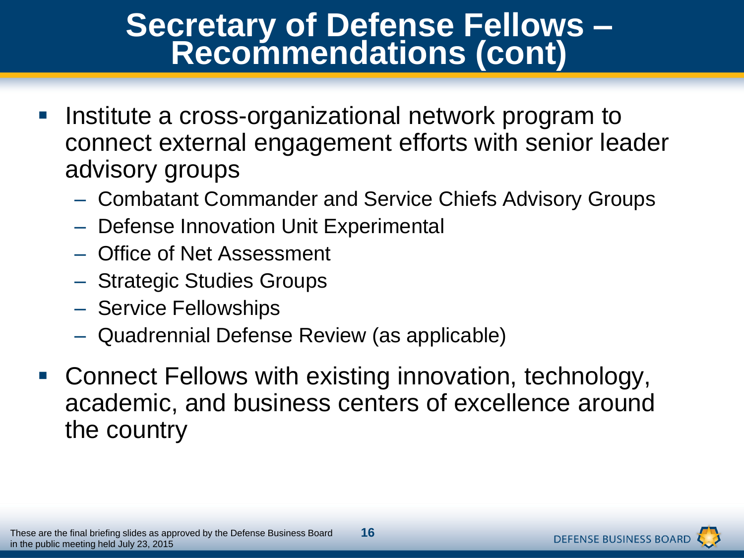# Secretary of Defense Fellows – Recommendations (cont)

- Institute a cross-organizational network program to connect external engagement efforts with senior leader advisory groups
  - Combatant Commander and Service Chiefs Advisory Groups
  - Defense Innovation Unit Experimental
  - Office of Net Assessment
  - Strategic Studies Groups
  - Service Fellowships
  - Quadrennial Defense Review (as applicable)
- Connect Fellows with existing innovation, technology, academic, and business centers of excellence around the country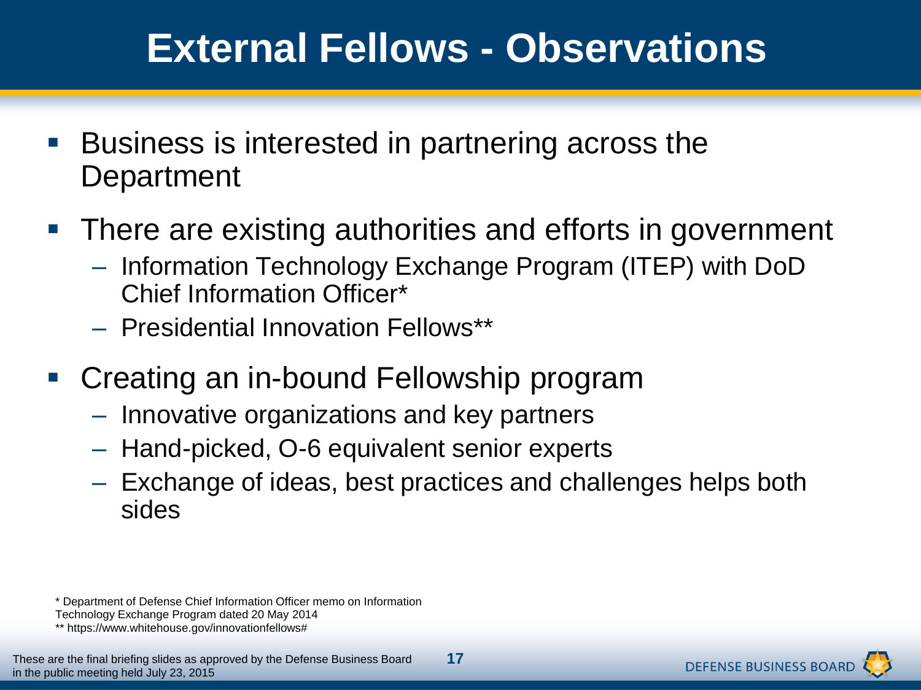# External Fellows - Observations

- Business is interested in partnering across the Department
- There are existing authorities and efforts in government
  - Information Technology Exchange Program (ITEP) with DoD Chief Information Officer*
  - Presidential Innovation Fellows**
- Creating an in-bound Fellowship program
  - Innovative organizations and key partners
  - Hand-picked, O-6 equivalent senior experts
  - Exchange of ideas, best practices and challenges helps both sides

\* Department of Defense Chief Information Officer memo on Information Technology Exchange Program dated 20 May 2014

** https://www.whitehouse.gov/innovationfellows#

These are the final briefing slides as approved by the Defense Business Board in the public meeting held July 23, 2015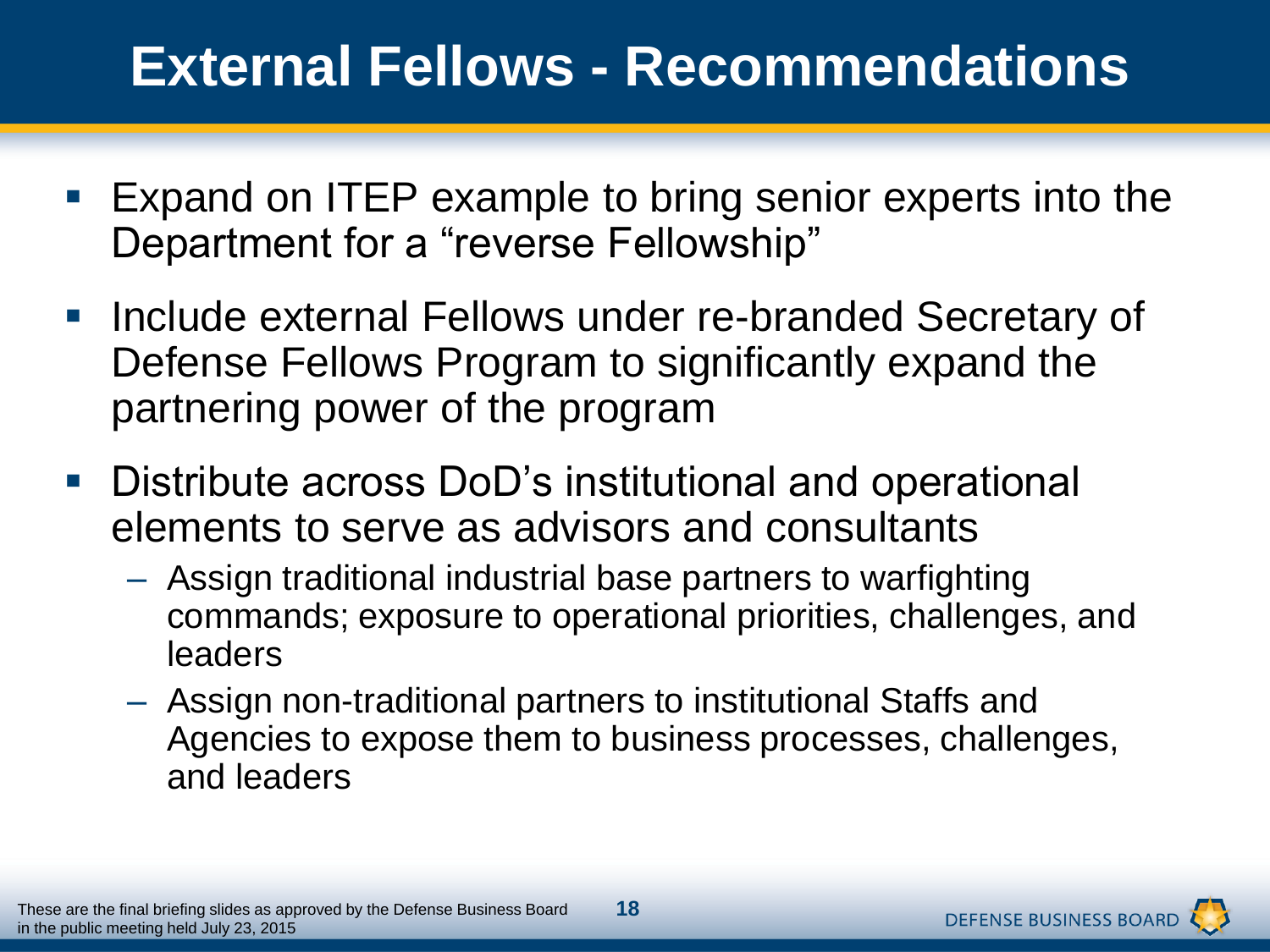# External Fellows - Recommendations

- Expand on ITEP example to bring senior experts into the Department for a "reverse Fellowship"
- Include external Fellows under re-branded Secretary of Defense Fellows Program to significantly expand the partnering power of the program
- Distribute across DoD's institutional and operational elements to serve as advisors and consultants
  - Assign traditional industrial base partners to warfighting commands; exposure to operational priorities, challenges, and leaders
  - Assign non-traditional partners to institutional Staffs and Agencies to expose them to business processes, challenges, and leaders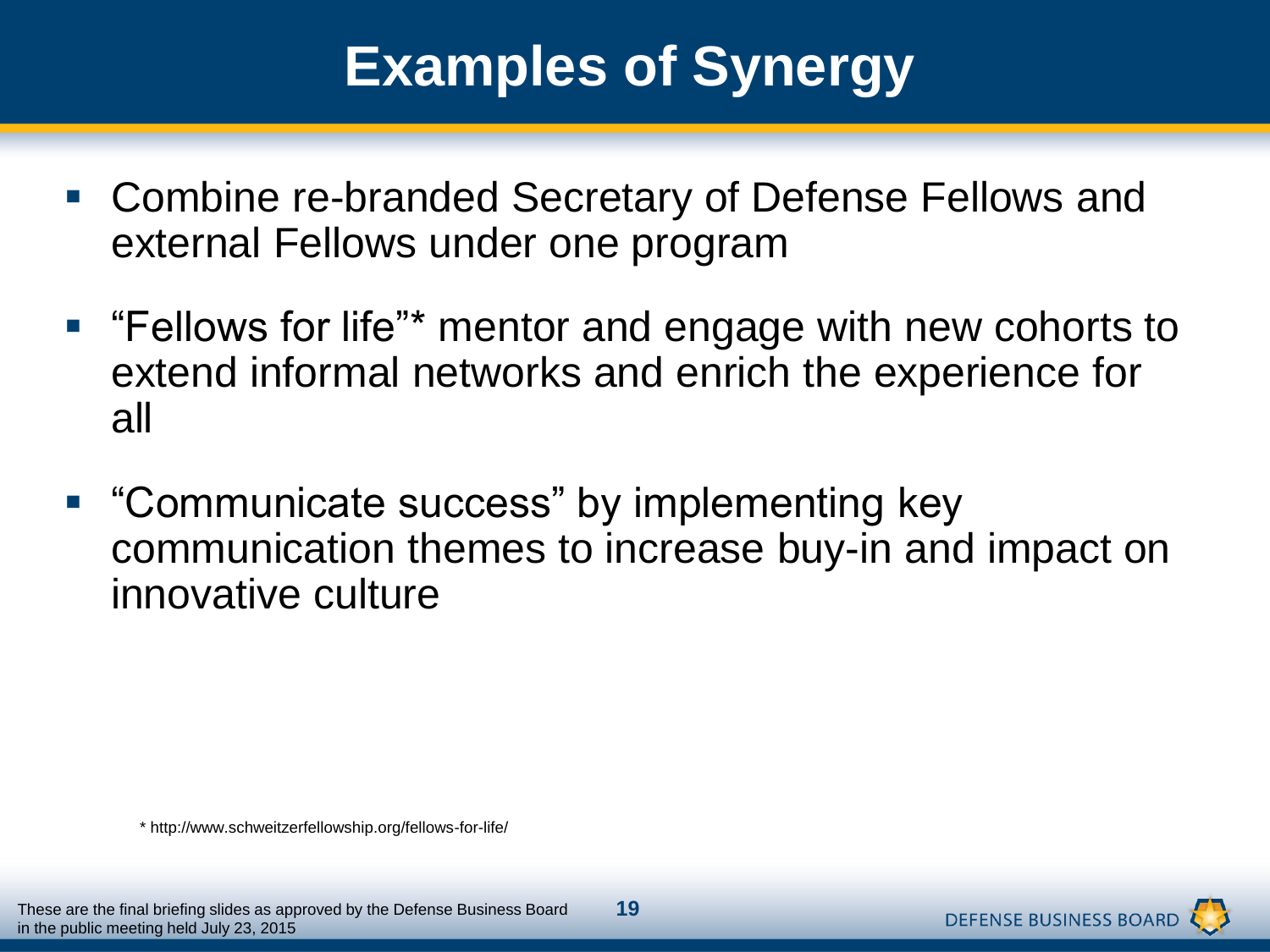# Examples of Synergy

- Combine re-branded Secretary of Defense Fellows and external Fellows under one program
- "Fellows for life"* mentor and engage with new cohorts to extend informal networks and enrich the experience for all
- "Communicate success" by implementing key communication themes to increase buy-in and impact on innovative culture

* http://www.schweitzerfellowship.org/fellows-for-life/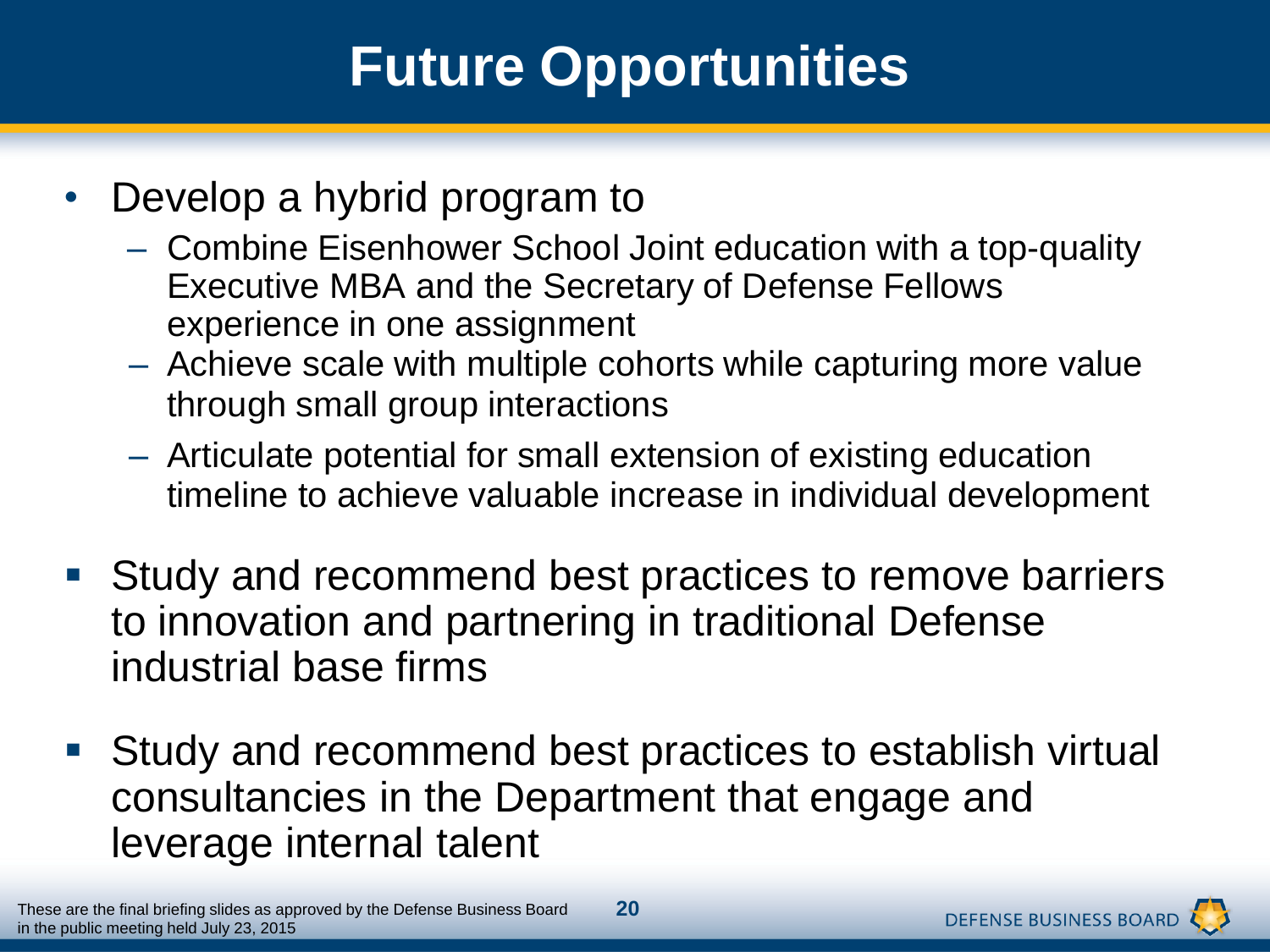# Future Opportunities

- Develop a hybrid program to
  - Combine Eisenhower School Joint education with a top-quality Executive MBA and the Secretary of Defense Fellows experience in one assignment
  - Achieve scale with multiple cohorts while capturing more value through small group interactions
  - Articulate potential for small extension of existing education timeline to achieve valuable increase in individual development
- Study and recommend best practices to remove barriers to innovation and partnering in traditional Defense industrial base firms
- Study and recommend best practices to establish virtual consultancies in the Department that engage and leverage internal talent

These are the final briefing slides as approved by the Defense Business Board in the public meeting held July 23, 2015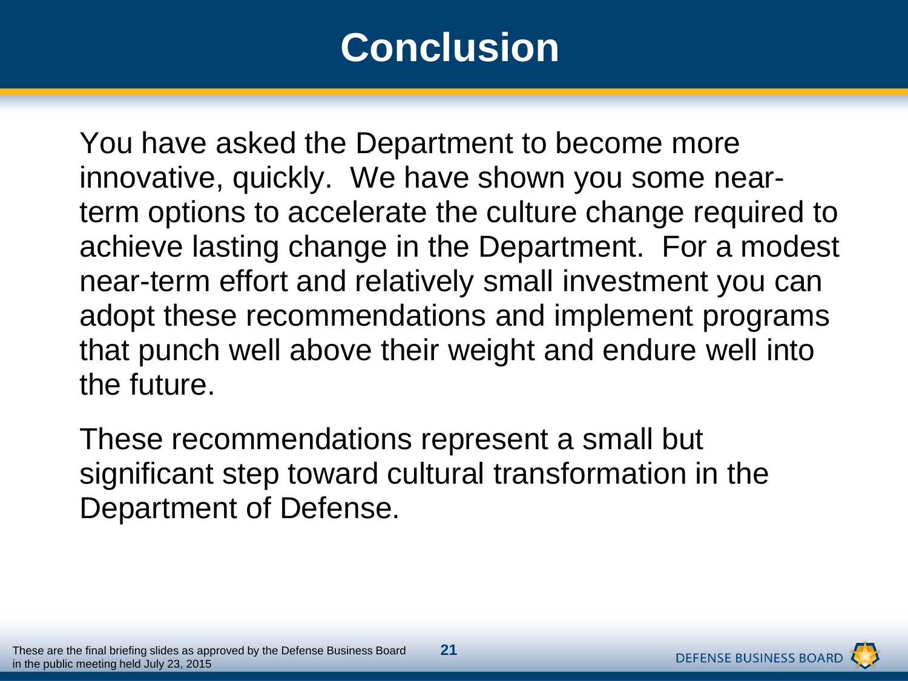# Conclusion

You have asked the Department to become more innovative, quickly. We have shown you some near-term options to accelerate the culture change required to achieve lasting change in the Department. For a modest near-term effort and relatively small investment you can adopt these recommendations and implement programs that punch well above their weight and endure well into the future.

These recommendations represent a small but significant step toward cultural transformation in the Department of Defense.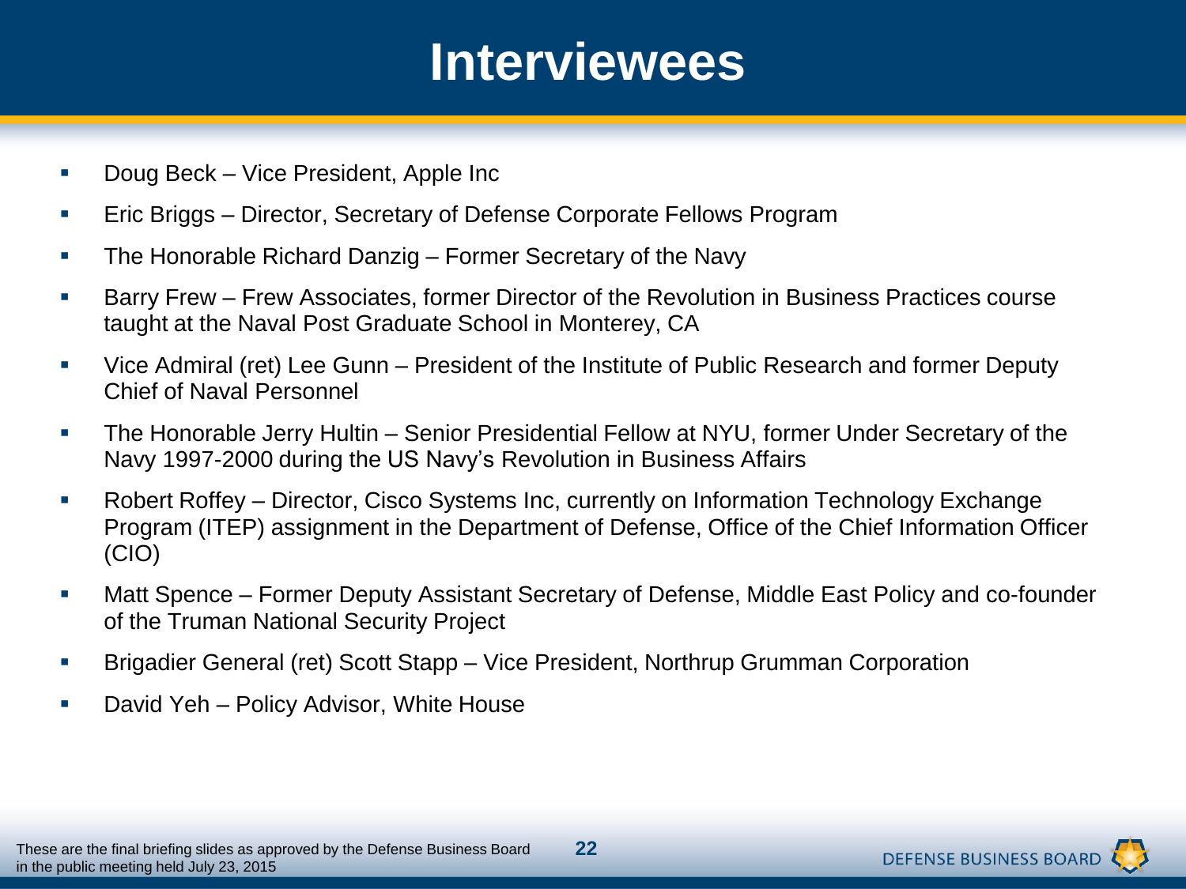# Interviewees

- Doug Beck – Vice President, Apple Inc
- Eric Briggs – Director, Secretary of Defense Corporate Fellows Program
- The Honorable Richard Danzig – Former Secretary of the Navy
- Barry Frew – Frew Associates, former Director of the Revolution in Business Practices course taught at the Naval Post Graduate School in Monterey, CA
- Vice Admiral (ret) Lee Gunn – President of the Institute of Public Research and former Deputy Chief of Naval Personnel
- The Honorable Jerry Hultin – Senior Presidential Fellow at NYU, former Under Secretary of the Navy 1997-2000 during the US Navy's Revolution in Business Affairs
- Robert Roffey – Director, Cisco Systems Inc, currently on Information Technology Exchange Program (ITEP) assignment in the Department of Defense, Office of the Chief Information Officer (CIO)
- Matt Spence – Former Deputy Assistant Secretary of Defense, Middle East Policy and co-founder of the Truman National Security Project
- Brigadier General (ret) Scott Stapp – Vice President, Northrup Grumman Corporation
- David Yeh – Policy Advisor, White House